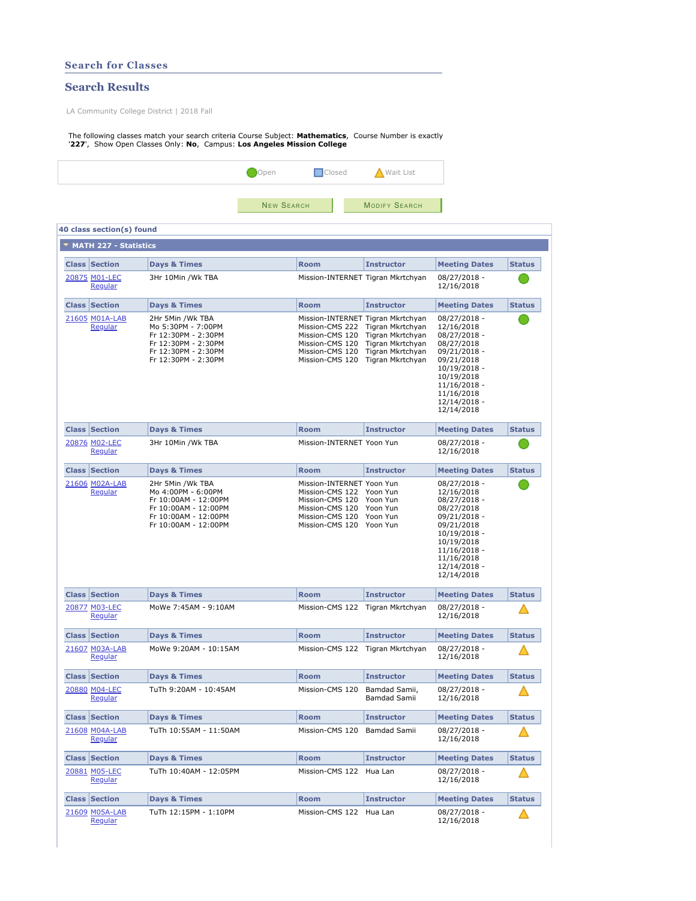## Search for Classes

## Search Results

LA Community College District | 2018 Fall

The following classes match your search criteria Course Subject: **Mathematics**, Course Number is exactly '**227**', Show Open Classes Only: **No**, Campus: **Los Angeles Mission College**

Open | Closed | Wait List

NEW SEARCH | MODIFY SEARCH

**40 class section(s) found**

### MATH 227 - Statistics

| Class | Section | Days & Times | Room | Instructor | Meeting Dates | Status |
|---|---|---|---|---|---|---|
| 20875 | M01-LEC Regular | 3Hr 10Min /Wk TBA | Mission-INTERNET | Tigran Mkrtchyan | 08/27/2018 - 12/16/2018 | Open |

| Class | Section | Days & Times | Room | Instructor | Meeting Dates | Status |
|---|---|---|---|---|---|---|
| 21605 | M01A-LAB Regular | 2Hr 5Min /Wk TBA<br>Mo 5:30PM - 7:00PM<br>Fr 12:30PM - 2:30PM<br>Fr 12:30PM - 2:30PM<br>Fr 12:30PM - 2:30PM<br>Fr 12:30PM - 2:30PM | Mission-INTERNET<br>Mission-CMS 222<br>Mission-CMS 120<br>Mission-CMS 120<br>Mission-CMS 120<br>Mission-CMS 120 | Tigran Mkrtchyan<br>Tigran Mkrtchyan<br>Tigran Mkrtchyan<br>Tigran Mkrtchyan<br>Tigran Mkrtchyan<br>Tigran Mkrtchyan | 08/27/2018 - 12/16/2018<br>08/27/2018 - 08/27/2018<br>09/21/2018 - 09/21/2018<br>10/19/2018 - 10/19/2018<br>11/16/2018 - 11/16/2018<br>12/14/2018 - 12/14/2018 | Open |

| Class | Section | Days & Times | Room | Instructor | Meeting Dates | Status |
|---|---|---|---|---|---|---|
| 20876 | M02-LEC Regular | 3Hr 10Min /Wk TBA | Mission-INTERNET | Yoon Yun | 08/27/2018 - 12/16/2018 | Open |

| Class | Section | Days & Times | Room | Instructor | Meeting Dates | Status |
|---|---|---|---|---|---|---|
| 21606 | M02A-LAB Regular | 2Hr 5Min /Wk TBA<br>Mo 4:00PM - 6:00PM<br>Fr 10:00AM - 12:00PM<br>Fr 10:00AM - 12:00PM<br>Fr 10:00AM - 12:00PM<br>Fr 10:00AM - 12:00PM | Mission-INTERNET<br>Mission-CMS 120<br>Mission-CMS 120<br>Mission-CMS 120<br>Mission-CMS 120<br>Mission-CMS 120 | Yoon Yun<br>Yoon Yun<br>Yoon Yun<br>Yoon Yun<br>Yoon Yun<br>Yoon Yun | 08/27/2018 - 12/16/2018<br>08/27/2018 - 08/27/2018<br>09/21/2018 - 09/21/2018<br>10/19/2018 - 10/19/2018<br>11/16/2018 - 11/16/2018<br>12/14/2018 - 12/14/2018 | Open |

| Class | Section | Days & Times | Room | Instructor | Meeting Dates | Status |
|---|---|---|---|---|---|---|
| 20877 | M03-LEC Regular | MoWe 7:45AM - 9:10AM | Mission-CMS 122 | Tigran Mkrtchyan | 08/27/2018 - 12/16/2018 | Wait List |

| Class | Section | Days & Times | Room | Instructor | Meeting Dates | Status |
|---|---|---|---|---|---|---|
| 21607 | M03A-LAB Regular | MoWe 9:20AM - 10:15AM | Mission-CMS 122 | Tigran Mkrtchyan | 08/27/2018 - 12/16/2018 | Wait List |

| Class | Section | Days & Times | Room | Instructor | Meeting Dates | Status |
|---|---|---|---|---|---|---|
| 20880 | M04-LEC Regular | TuTh 9:20AM - 10:45AM | Mission-CMS 120 | Bamdad Samii, Bamdad Samii | 08/27/2018 - 12/16/2018 | Wait List |

| Class | Section | Days & Times | Room | Instructor | Meeting Dates | Status |
|---|---|---|---|---|---|---|
| 21608 | M04A-LAB Regular | TuTh 10:55AM - 11:50AM | Mission-CMS 120 | Bamdad Samii | 08/27/2018 - 12/16/2018 | Wait List |

| Class | Section | Days & Times | Room | Instructor | Meeting Dates | Status |
|---|---|---|---|---|---|---|
| 20881 | M05-LEC Regular | TuTh 10:40AM - 12:05PM | Mission-CMS 122 | Hua Lan | 08/27/2018 - 12/16/2018 | Wait List |

| Class | Section | Days & Times | Room | Instructor | Meeting Dates | Status |
|---|---|---|---|---|---|---|
| 21609 | M05A-LAB Regular | TuTh 12:15PM - 1:10PM | Mission-CMS 122 | Hua Lan | 08/27/2018 - 12/16/2018 | Wait List |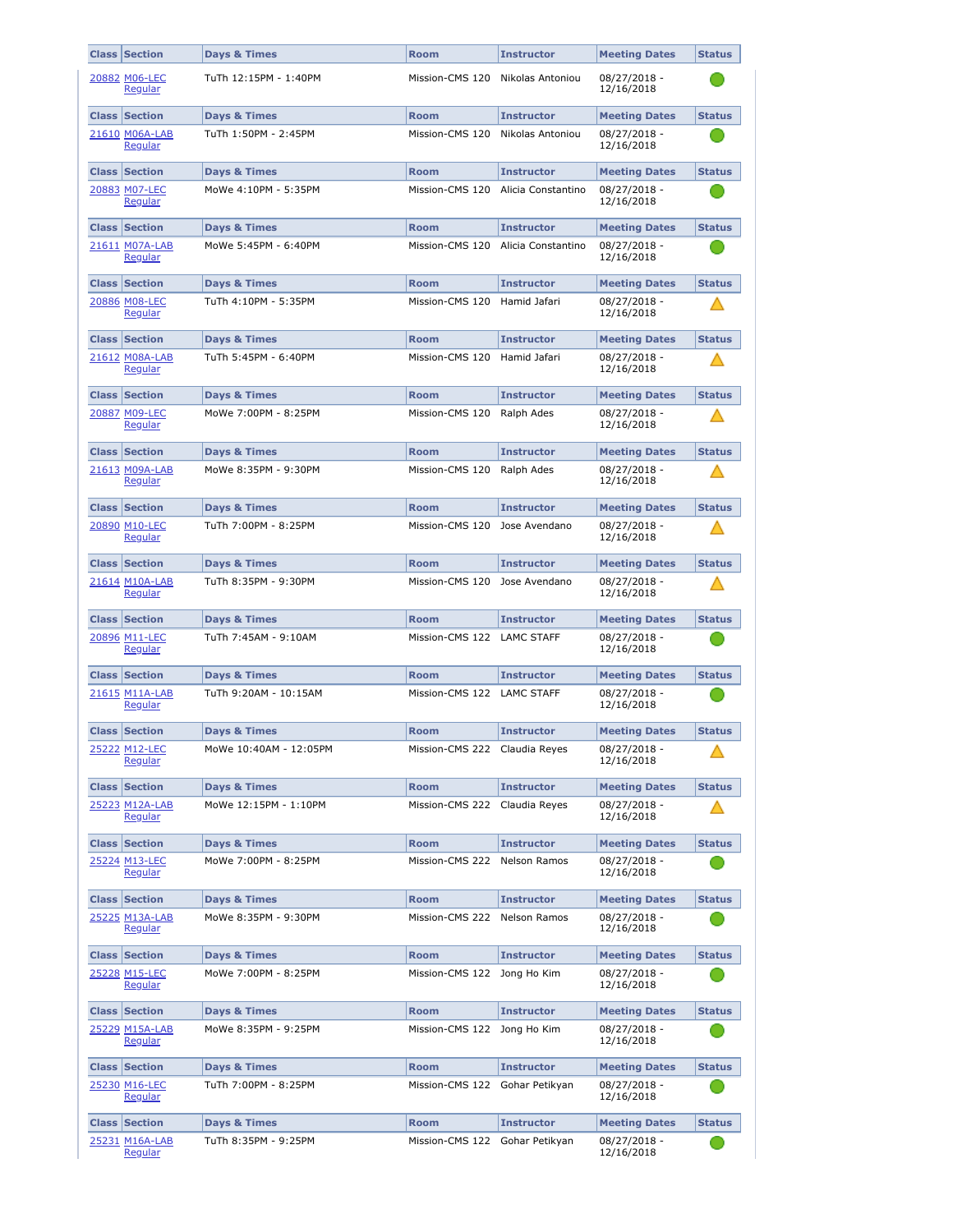| Class | Section | Days & Times | Room | Instructor | Meeting Dates | Status |
| --- | --- | --- | --- | --- | --- | --- |
| 20882 | M06-LEC Regular | TuTh 12:15PM - 1:40PM | Mission-CMS 120 | Nikolas Antoniou | 08/27/2018 - 12/16/2018 | Open |
| 21610 | M06A-LAB Regular | TuTh 1:50PM - 2:45PM | Mission-CMS 120 | Nikolas Antoniou | 08/27/2018 - 12/16/2018 | Open |
| 20883 | M07-LEC Regular | MoWe 4:10PM - 5:35PM | Mission-CMS 120 | Alicia Constantino | 08/27/2018 - 12/16/2018 | Open |
| 21611 | M07A-LAB Regular | MoWe 5:45PM - 6:40PM | Mission-CMS 120 | Alicia Constantino | 08/27/2018 - 12/16/2018 | Open |
| 20886 | M08-LEC Regular | TuTh 4:10PM - 5:35PM | Mission-CMS 120 | Hamid Jafari | 08/27/2018 - 12/16/2018 | Wait List |
| 21612 | M08A-LAB Regular | TuTh 5:45PM - 6:40PM | Mission-CMS 120 | Hamid Jafari | 08/27/2018 - 12/16/2018 | Wait List |
| 20887 | M09-LEC Regular | MoWe 7:00PM - 8:25PM | Mission-CMS 120 | Ralph Ades | 08/27/2018 - 12/16/2018 | Wait List |
| 21613 | M09A-LAB Regular | MoWe 8:35PM - 9:30PM | Mission-CMS 120 | Ralph Ades | 08/27/2018 - 12/16/2018 | Wait List |
| 20890 | M10-LEC Regular | TuTh 7:00PM - 8:25PM | Mission-CMS 120 | Jose Avendano | 08/27/2018 - 12/16/2018 | Wait List |
| 21614 | M10A-LAB Regular | TuTh 8:35PM - 9:30PM | Mission-CMS 120 | Jose Avendano | 08/27/2018 - 12/16/2018 | Wait List |
| 20896 | M11-LEC Regular | TuTh 7:45AM - 9:10AM | Mission-CMS 122 | LAMC STAFF | 08/27/2018 - 12/16/2018 | Open |
| 21615 | M11A-LAB Regular | TuTh 9:20AM - 10:15AM | Mission-CMS 122 | LAMC STAFF | 08/27/2018 - 12/16/2018 | Open |
| 25222 | M12-LEC Regular | MoWe 10:40AM - 12:05PM | Mission-CMS 222 | Claudia Reyes | 08/27/2018 - 12/16/2018 | Wait List |
| 25223 | M12A-LAB Regular | MoWe 12:15PM - 1:10PM | Mission-CMS 222 | Claudia Reyes | 08/27/2018 - 12/16/2018 | Wait List |
| 25224 | M13-LEC Regular | MoWe 7:00PM - 8:25PM | Mission-CMS 222 | Nelson Ramos | 08/27/2018 - 12/16/2018 | Open |
| 25225 | M13A-LAB Regular | MoWe 8:35PM - 9:30PM | Mission-CMS 222 | Nelson Ramos | 08/27/2018 - 12/16/2018 | Open |
| 25228 | M15-LEC Regular | MoWe 7:00PM - 8:25PM | Mission-CMS 122 | Jong Ho Kim | 08/27/2018 - 12/16/2018 | Open |
| 25229 | M15A-LAB Regular | MoWe 8:35PM - 9:25PM | Mission-CMS 122 | Jong Ho Kim | 08/27/2018 - 12/16/2018 | Open |
| 25230 | M16-LEC Regular | TuTh 7:00PM - 8:25PM | Mission-CMS 122 | Gohar Petikyan | 08/27/2018 - 12/16/2018 | Open |
| 25231 | M16A-LAB Regular | TuTh 8:35PM - 9:25PM | Mission-CMS 122 | Gohar Petikyan | 08/27/2018 - 12/16/2018 | Open |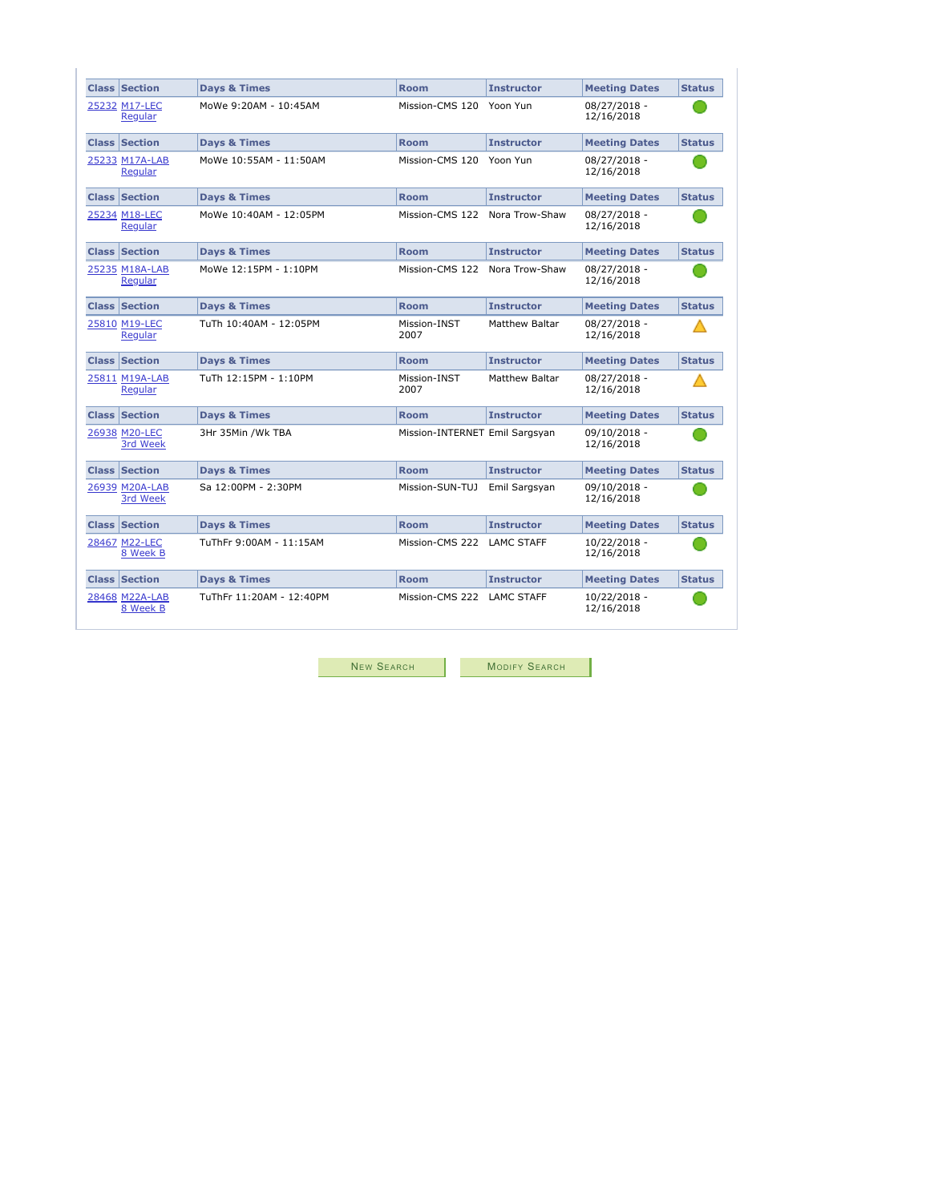| Class | Section | Days & Times | Room | Instructor | Meeting Dates | Status |
|---|---|---|---|---|---|---|
| 25232 | M17-LEC Regular | MoWe 9:20AM - 10:45AM | Mission-CMS 120 | Yoon Yun | 08/27/2018 - 12/16/2018 | |

| Class | Section | Days & Times | Room | Instructor | Meeting Dates | Status |
|---|---|---|---|---|---|---|
| 25233 | M17A-LAB Regular | MoWe 10:55AM - 11:50AM | Mission-CMS 120 | Yoon Yun | 08/27/2018 - 12/16/2018 | |

| Class | Section | Days & Times | Room | Instructor | Meeting Dates | Status |
|---|---|---|---|---|---|---|
| 25234 | M18-LEC Regular | MoWe 10:40AM - 12:05PM | Mission-CMS 122 | Nora Trow-Shaw | 08/27/2018 - 12/16/2018 | |

| Class | Section | Days & Times | Room | Instructor | Meeting Dates | Status |
|---|---|---|---|---|---|---|
| 25235 | M18A-LAB Regular | MoWe 12:15PM - 1:10PM | Mission-CMS 122 | Nora Trow-Shaw | 08/27/2018 - 12/16/2018 | |

| Class | Section | Days & Times | Room | Instructor | Meeting Dates | Status |
|---|---|---|---|---|---|---|
| 25810 | M19-LEC Regular | TuTh 10:40AM - 12:05PM | Mission-INST 2007 | Matthew Baltar | 08/27/2018 - 12/16/2018 | |

| Class | Section | Days & Times | Room | Instructor | Meeting Dates | Status |
|---|---|---|---|---|---|---|
| 25811 | M19A-LAB Regular | TuTh 12:15PM - 1:10PM | Mission-INST 2007 | Matthew Baltar | 08/27/2018 - 12/16/2018 | |

| Class | Section | Days & Times | Room | Instructor | Meeting Dates | Status |
|---|---|---|---|---|---|---|
| 26938 | M20-LEC 3rd Week | 3Hr 35Min /Wk TBA | Mission-INTERNET | Emil Sargsyan | 09/10/2018 - 12/16/2018 | |

| Class | Section | Days & Times | Room | Instructor | Meeting Dates | Status |
|---|---|---|---|---|---|---|
| 26939 | M20A-LAB 3rd Week | Sa 12:00PM - 2:30PM | Mission-SUN-TUJ | Emil Sargsyan | 09/10/2018 - 12/16/2018 | |

| Class | Section | Days & Times | Room | Instructor | Meeting Dates | Status |
|---|---|---|---|---|---|---|
| 28467 | M22-LEC 8 Week B | TuThFr 9:00AM - 11:15AM | Mission-CMS 222 | LAMC STAFF | 10/22/2018 - 12/16/2018 | |

| Class | Section | Days & Times | Room | Instructor | Meeting Dates | Status |
|---|---|---|---|---|---|---|
| 28468 | M22A-LAB 8 Week B | TuThFr 11:20AM - 12:40PM | Mission-CMS 222 | LAMC STAFF | 10/22/2018 - 12/16/2018 | |

New Search | Modify Search